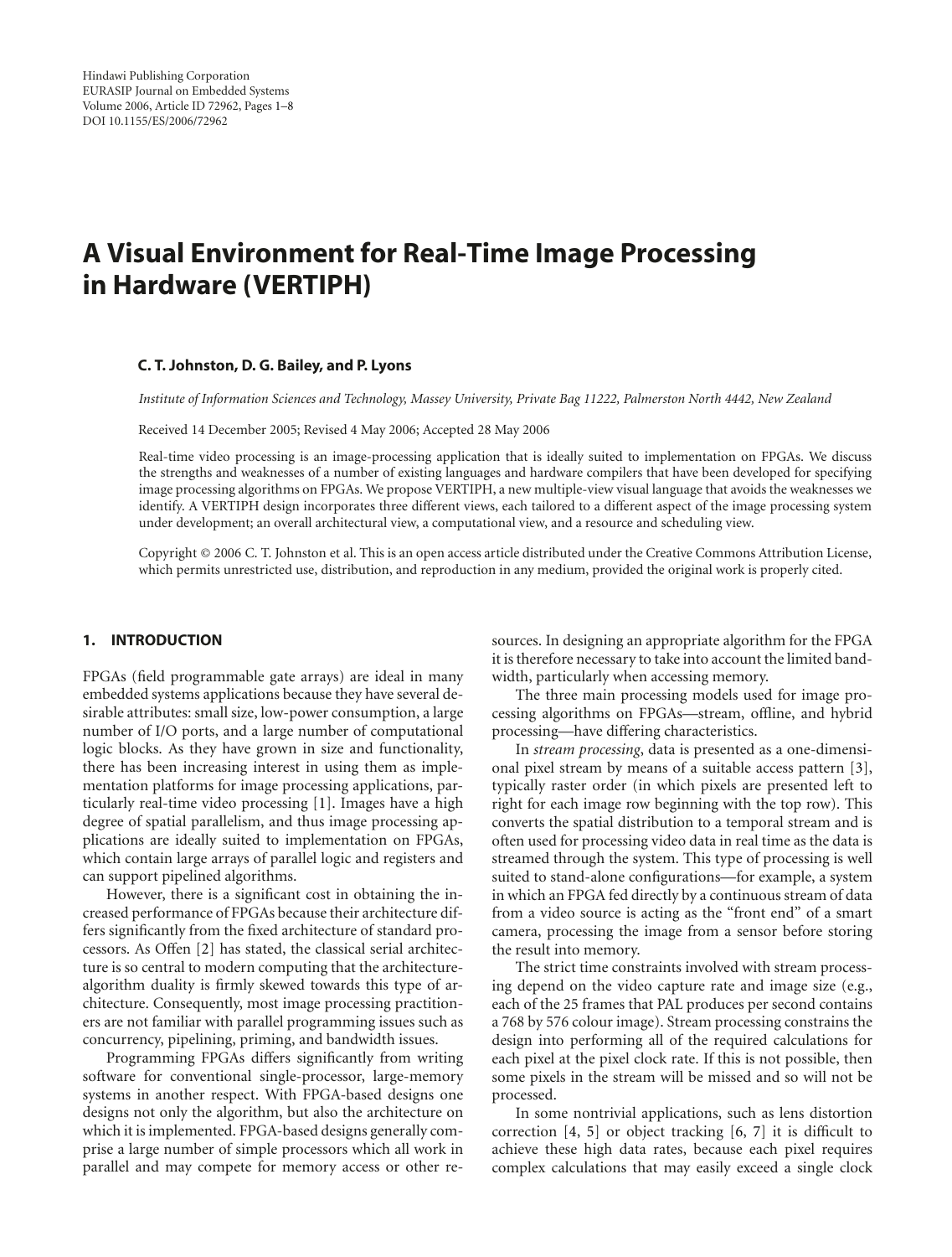Hindawi Publishing Corporation
EURASIP Journal on Embedded Systems
Volume 2006, Article ID 72962, Pages 1–8
DOI 10.1155/ES/2006/72962

# A Visual Environment for Real-Time Image Processing in Hardware (VERTIPH)

**C. T. Johnston, D. G. Bailey, and P. Lyons**

*Institute of Information Sciences and Technology, Massey University, Private Bag 11222, Palmerston North 4442, New Zealand*

Received 14 December 2005; Revised 4 May 2006; Accepted 28 May 2006

Real-time video processing is an image-processing application that is ideally suited to implementation on FPGAs. We discuss the strengths and weaknesses of a number of existing languages and hardware compilers that have been developed for specifying image processing algorithms on FPGAs. We propose VERTIPH, a new multiple-view visual language that avoids the weaknesses we identify. A VERTIPH design incorporates three different views, each tailored to a different aspect of the image processing system under development; an overall architectural view, a computational view, and a resource and scheduling view.

Copyright © 2006 C. T. Johnston et al. This is an open access article distributed under the Creative Commons Attribution License, which permits unrestricted use, distribution, and reproduction in any medium, provided the original work is properly cited.

## 1. INTRODUCTION

FPGAs (field programmable gate arrays) are ideal in many embedded systems applications because they have several desirable attributes: small size, low-power consumption, a large number of I/O ports, and a large number of computational logic blocks. As they have grown in size and functionality, there has been increasing interest in using them as implementation platforms for image processing applications, particularly real-time video processing [1]. Images have a high degree of spatial parallelism, and thus image processing applications are ideally suited to implementation on FPGAs, which contain large arrays of parallel logic and registers and can support pipelined algorithms.

However, there is a significant cost in obtaining the increased performance of FPGAs because their architecture differs significantly from the fixed architecture of standard processors. As Offen [2] has stated, the classical serial architecture is so central to modern computing that the architecture-algorithm duality is firmly skewed towards this type of architecture. Consequently, most image processing practitioners are not familiar with parallel programming issues such as concurrency, pipelining, priming, and bandwidth issues.

Programming FPGAs differs significantly from writing software for conventional single-processor, large-memory systems in another respect. With FPGA-based designs one designs not only the algorithm, but also the architecture on which it is implemented. FPGA-based designs generally comprise a large number of simple processors which all work in parallel and may compete for memory access or other resources. In designing an appropriate algorithm for the FPGA it is therefore necessary to take into account the limited bandwidth, particularly when accessing memory.

The three main processing models used for image processing algorithms on FPGAs—stream, offline, and hybrid processing—have differing characteristics.

In *stream processing*, data is presented as a one-dimensional pixel stream by means of a suitable access pattern [3], typically raster order (in which pixels are presented left to right for each image row beginning with the top row). This converts the spatial distribution to a temporal stream and is often used for processing video data in real time as the data is streamed through the system. This type of processing is well suited to stand-alone configurations—for example, a system in which an FPGA fed directly by a continuous stream of data from a video source is acting as the "front end" of a smart camera, processing the image from a sensor before storing the result into memory.

The strict time constraints involved with stream processing depend on the video capture rate and image size (e.g., each of the 25 frames that PAL produces per second contains a 768 by 576 colour image). Stream processing constrains the design into performing all of the required calculations for each pixel at the pixel clock rate. If this is not possible, then some pixels in the stream will be missed and so will not be processed.

In some nontrivial applications, such as lens distortion correction [4, 5] or object tracking [6, 7] it is difficult to achieve these high data rates, because each pixel requires complex calculations that may easily exceed a single clock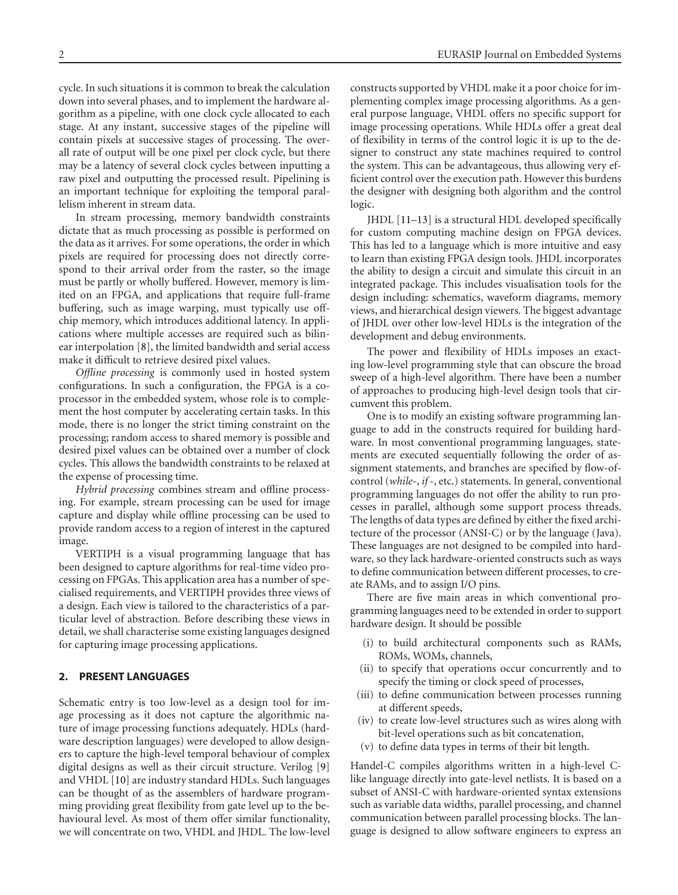cycle. In such situations it is common to break the calculation down into several phases, and to implement the hardware algorithm as a pipeline, with one clock cycle allocated to each stage. At any instant, successive stages of the pipeline will contain pixels at successive stages of processing. The overall rate of output will be one pixel per clock cycle, but there may be a latency of several clock cycles between inputting a raw pixel and outputting the processed result. Pipelining is an important technique for exploiting the temporal parallelism inherent in stream data.

In stream processing, memory bandwidth constraints dictate that as much processing as possible is performed on the data as it arrives. For some operations, the order in which pixels are required for processing does not directly correspond to their arrival order from the raster, so the image must be partly or wholly buffered. However, memory is limited on an FPGA, and applications that require full-frame buffering, such as image warping, must typically use off-chip memory, which introduces additional latency. In applications where multiple accesses are required such as bilinear interpolation [8], the limited bandwidth and serial access make it difficult to retrieve desired pixel values.

*Offline processing* is commonly used in hosted system configurations. In such a configuration, the FPGA is a coprocessor in the embedded system, whose role is to complement the host computer by accelerating certain tasks. In this mode, there is no longer the strict timing constraint on the processing; random access to shared memory is possible and desired pixel values can be obtained over a number of clock cycles. This allows the bandwidth constraints to be relaxed at the expense of processing time.

*Hybrid processing* combines stream and offline processing. For example, stream processing can be used for image capture and display while offline processing can be used to provide random access to a region of interest in the captured image.

VERTIPH is a visual programming language that has been designed to capture algorithms for real-time video processing on FPGAs. This application area has a number of specialised requirements, and VERTIPH provides three views of a design. Each view is tailored to the characteristics of a particular level of abstraction. Before describing these views in detail, we shall characterise some existing languages designed for capturing image processing applications.

## 2. PRESENT LANGUAGES

Schematic entry is too low-level as a design tool for image processing as it does not capture the algorithmic nature of image processing functions adequately. HDLs (hardware description languages) were developed to allow designers to capture the high-level temporal behaviour of complex digital designs as well as their circuit structure. Verilog [9] and VHDL [10] are industry standard HDLs. Such languages can be thought of as the assemblers of hardware programming providing great flexibility from gate level up to the behavioural level. As most of them offer similar functionality, we will concentrate on two, VHDL and JHDL. The low-level constructs supported by VHDL make it a poor choice for implementing complex image processing algorithms. As a general purpose language, VHDL offers no specific support for image processing operations. While HDLs offer a great deal of flexibility in terms of the control logic it is up to the designer to construct any state machines required to control the system. This can be advantageous, thus allowing very efficient control over the execution path. However this burdens the designer with designing both algorithm and the control logic.

JHDL [11–13] is a structural HDL developed specifically for custom computing machine design on FPGA devices. This has led to a language which is more intuitive and easy to learn than existing FPGA design tools. JHDL incorporates the ability to design a circuit and simulate this circuit in an integrated package. This includes visualisation tools for the design including: schematics, waveform diagrams, memory views, and hierarchical design viewers. The biggest advantage of JHDL over other low-level HDLs is the integration of the development and debug environments.

The power and flexibility of HDLs imposes an exacting low-level programming style that can obscure the broad sweep of a high-level algorithm. There have been a number of approaches to producing high-level design tools that circumvent this problem.

One is to modify an existing software programming language to add in the constructs required for building hardware. In most conventional programming languages, statements are executed sequentially following the order of assignment statements, and branches are specified by flow-of-control (*while*-, *if*-, etc.) statements. In general, conventional programming languages do not offer the ability to run processes in parallel, although some support process threads. The lengths of data types are defined by either the fixed architecture of the processor (ANSI-C) or by the language (Java). These languages are not designed to be compiled into hardware, so they lack hardware-oriented constructs such as ways to define communication between different processes, to create RAMs, and to assign I/O pins.

There are five main areas in which conventional programming languages need to be extended in order to support hardware design. It should be possible

- (i) to build architectural components such as RAMs, ROMs, WOMs, channels,
- (ii) to specify that operations occur concurrently and to specify the timing or clock speed of processes,
- (iii) to define communication between processes running at different speeds,
- (iv) to create low-level structures such as wires along with bit-level operations such as bit concatenation,
- (v) to define data types in terms of their bit length.

Handel-C compiles algorithms written in a high-level C-like language directly into gate-level netlists. It is based on a subset of ANSI-C with hardware-oriented syntax extensions such as variable data widths, parallel processing, and channel communication between parallel processing blocks. The language is designed to allow software engineers to express an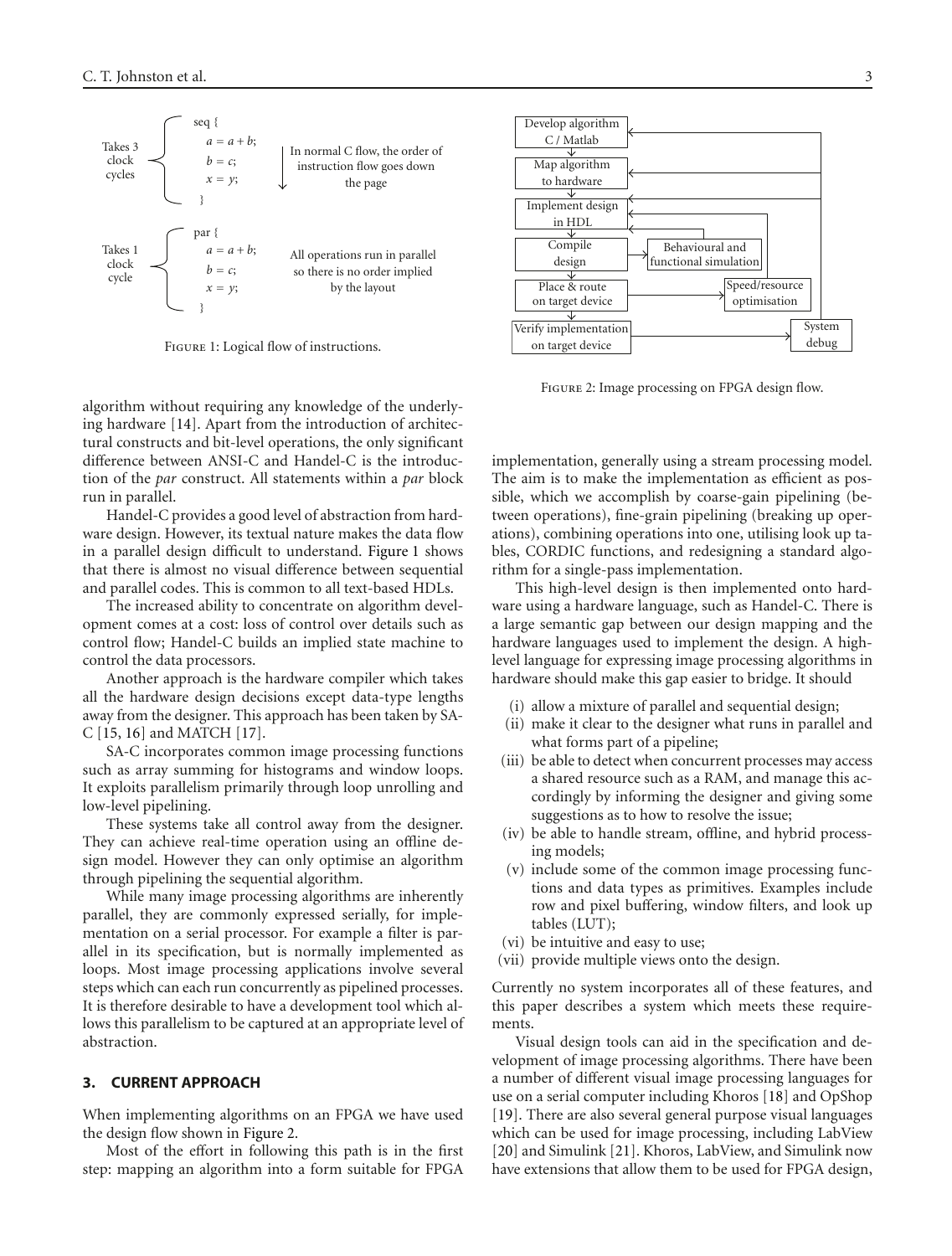```
Takes 3 clock cycles
seq {
    a = a + b;
    b = c;
    x = y;
}
In normal C flow, the order of instruction flow goes down the page

Takes 1 clock cycle
par {
    a = a + b;
    b = c;
    x = y;
}
All operations run in parallel so there is no order implied by the layout
```

Figure 1: Logical flow of instructions.

Figure 2: Image processing on FPGA design flow.

algorithm without requiring any knowledge of the underlying hardware [14]. Apart from the introduction of architectural constructs and bit-level operations, the only significant difference between ANSI-C and Handel-C is the introduction of the *par* construct. All statements within a *par* block run in parallel.

Handel-C provides a good level of abstraction from hardware design. However, its textual nature makes the data flow in a parallel design difficult to understand. Figure 1 shows that there is almost no visual difference between sequential and parallel codes. This is common to all text-based HDLs.

The increased ability to concentrate on algorithm development comes at a cost: loss of control over details such as control flow; Handel-C builds an implied state machine to control the data processors.

Another approach is the hardware compiler which takes all the hardware design decisions except data-type lengths away from the designer. This approach has been taken by SA-C [15, 16] and MATCH [17].

SA-C incorporates common image processing functions such as array summing for histograms and window loops. It exploits parallelism primarily through loop unrolling and low-level pipelining.

These systems take all control away from the designer. They can achieve real-time operation using an offline design model. However they can only optimise an algorithm through pipelining the sequential algorithm.

While many image processing algorithms are inherently parallel, they are commonly expressed serially, for implementation on a serial processor. For example a filter is parallel in its specification, but is normally implemented as loops. Most image processing applications involve several steps which can each run concurrently as pipelined processes. It is therefore desirable to have a development tool which allows this parallelism to be captured at an appropriate level of abstraction.

## 3. CURRENT APPROACH

When implementing algorithms on an FPGA we have used the design flow shown in Figure 2.

Most of the effort in following this path is in the first step: mapping an algorithm into a form suitable for FPGA implementation, generally using a stream processing model. The aim is to make the implementation as efficient as possible, which we accomplish by coarse-gain pipelining (between operations), fine-grain pipelining (breaking up operations), combining operations into one, utilising look up tables, CORDIC functions, and redesigning a standard algorithm for a single-pass implementation.

This high-level design is then implemented onto hardware using a hardware language, such as Handel-C. There is a large semantic gap between our design mapping and the hardware languages used to implement the design. A high-level language for expressing image processing algorithms in hardware should make this gap easier to bridge. It should

(i) allow a mixture of parallel and sequential design;
(ii) make it clear to the designer what runs in parallel and what forms part of a pipeline;
(iii) be able to detect when concurrent processes may access a shared resource such as a RAM, and manage this accordingly by informing the designer and giving some suggestions as to how to resolve the issue;
(iv) be able to handle stream, offline, and hybrid processing models;
(v) include some of the common image processing functions and data types as primitives. Examples include row and pixel buffering, window filters, and look up tables (LUT);
(vi) be intuitive and easy to use;
(vii) provide multiple views onto the design.

Currently no system incorporates all of these features, and this paper describes a system which meets these requirements.

Visual design tools can aid in the specification and development of image processing algorithms. There have been a number of different visual image processing languages for use on a serial computer including Khoros [18] and OpShop [19]. There are also several general purpose visual languages which can be used for image processing, including LabView [20] and Simulink [21]. Khoros, LabView, and Simulink now have extensions that allow them to be used for FPGA design,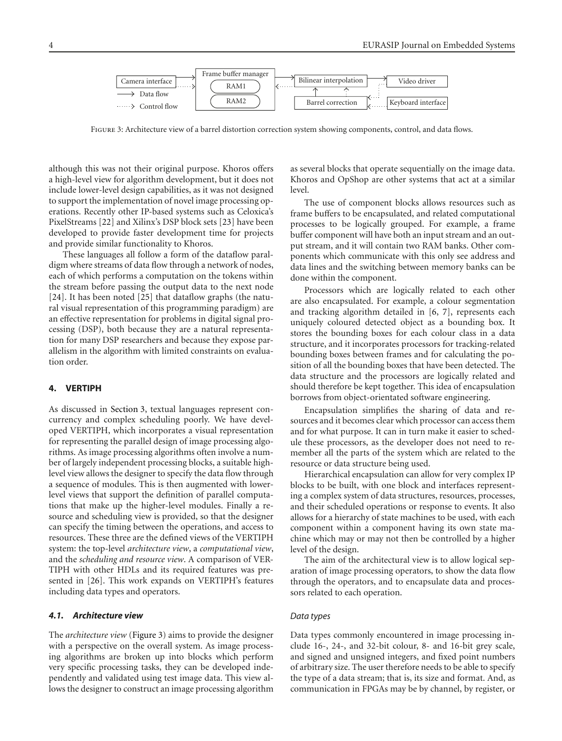Figure 3: Architecture view of a barrel distortion correction system showing components, control, and data flows.

although this was not their original purpose. Khoros offers a high-level view for algorithm development, but it does not include lower-level design capabilities, as it was not designed to support the implementation of novel image processing operations. Recently other IP-based systems such as Celoxica's PixelStreams [22] and Xilinx's DSP block sets [23] have been developed to provide faster development time for projects and provide similar functionality to Khoros.

These languages all follow a form of the dataflow paradigm where streams of data flow through a network of nodes, each of which performs a computation on the tokens within the stream before passing the output data to the next node [24]. It has been noted [25] that dataflow graphs (the natural visual representation of this programming paradigm) are an effective representation for problems in digital signal processing (DSP), both because they are a natural representation for many DSP researchers and because they expose parallelism in the algorithm with limited constraints on evaluation order.

## 4. VERTIPH

As discussed in Section 3, textual languages represent concurrency and complex scheduling poorly. We have developed VERTIPH, which incorporates a visual representation for representing the parallel design of image processing algorithms. As image processing algorithms often involve a number of largely independent processing blocks, a suitable high-level view allows the designer to specify the data flow through a sequence of modules. This is then augmented with lower-level views that support the definition of parallel computations that make up the higher-level modules. Finally a resource and scheduling view is provided, so that the designer can specify the timing between the operations, and access to resources. These three are the defined views of the VERTIPH system: the top-level *architecture view*, a *computational view*, and the *scheduling and resource view*. A comparison of VERTIPH with other HDLs and its required features was presented in [26]. This work expands on VERTIPH's features including data types and operators.

### 4.1. Architecture view

The *architecture view* (Figure 3) aims to provide the designer with a perspective on the overall system. As image processing algorithms are broken up into blocks which perform very specific processing tasks, they can be developed independently and validated using test image data. This view allows the designer to construct an image processing algorithm as several blocks that operate sequentially on the image data. Khoros and OpShop are other systems that act at a similar level.

The use of component blocks allows resources such as frame buffers to be encapsulated, and related computational processes to be logically grouped. For example, a frame buffer component will have both an input stream and an output stream, and it will contain two RAM banks. Other components which communicate with this only see address and data lines and the switching between memory banks can be done within the component.

Processors which are logically related to each other are also encapsulated. For example, a colour segmentation and tracking algorithm detailed in [6, 7], represents each uniquely coloured detected object as a bounding box. It stores the bounding boxes for each colour class in a data structure, and it incorporates processors for tracking-related bounding boxes between frames and for calculating the position of all the bounding boxes that have been detected. The data structure and the processors are logically related and should therefore be kept together. This idea of encapsulation borrows from object-orientated software engineering.

Encapsulation simplifies the sharing of data and resources and it becomes clear which processor can access them and for what purpose. It can in turn make it easier to schedule these processors, as the developer does not need to remember all the parts of the system which are related to the resource or data structure being used.

Hierarchical encapsulation can allow for very complex IP blocks to be built, with one block and interfaces representing a complex system of data structures, resources, processes, and their scheduled operations or response to events. It also allows for a hierarchy of state machines to be used, with each component within a component having its own state machine which may or may not then be controlled by a higher level of the design.

The aim of the architectural view is to allow logical separation of image processing operators, to show the data flow through the operators, and to encapsulate data and processors related to each operation.

#### Data types

Data types commonly encountered in image processing include 16-, 24-, and 32-bit colour, 8- and 16-bit grey scale, and signed and unsigned integers, and fixed point numbers of arbitrary size. The user therefore needs to be able to specify the type of a data stream; that is, its size and format. And, as communication in FPGAs may be by channel, by register, or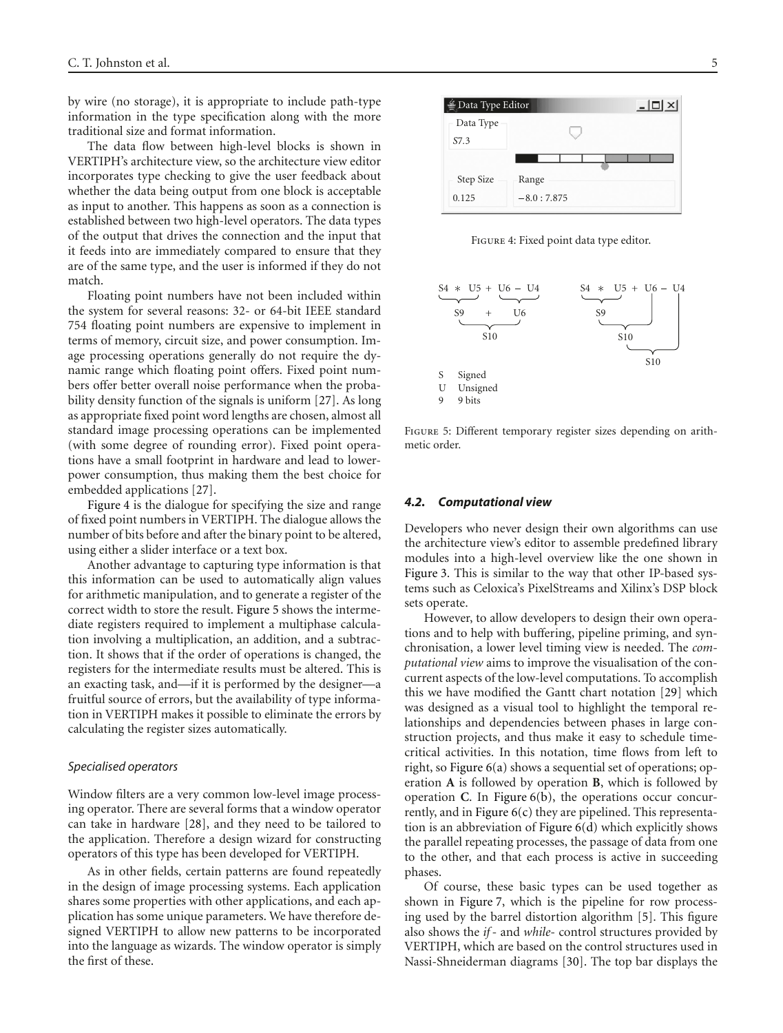by wire (no storage), it is appropriate to include path-type information in the type specification along with the more traditional size and format information.

The data flow between high-level blocks is shown in VERTIPH's architecture view, so the architecture view editor incorporates type checking to give the user feedback about whether the data being output from one block is acceptable as input to another. This happens as soon as a connection is established between two high-level operators. The data types of the output that drives the connection and the input that it feeds into are immediately compared to ensure that they are of the same type, and the user is informed if they do not match.

Floating point numbers have not been included within the system for several reasons: 32- or 64-bit IEEE standard 754 floating point numbers are expensive to implement in terms of memory, circuit size, and power consumption. Image processing operations generally do not require the dynamic range which floating point offers. Fixed point numbers offer better overall noise performance when the probability density function of the signals is uniform [27]. As long as appropriate fixed point word lengths are chosen, almost all standard image processing operations can be implemented (with some degree of rounding error). Fixed point operations have a small footprint in hardware and lead to lower-power consumption, thus making them the best choice for embedded applications [27].

Figure 4 is the dialogue for specifying the size and range of fixed point numbers in VERTIPH. The dialogue allows the number of bits before and after the binary point to be altered, using either a slider interface or a text box.

Another advantage to capturing type information is that this information can be used to automatically align values for arithmetic manipulation, and to generate a register of the correct width to store the result. Figure 5 shows the intermediate registers required to implement a multiphase calculation involving a multiplication, an addition, and a subtraction. It shows that if the order of operations is changed, the registers for the intermediate results must be altered. This is an exacting task, and—if it is performed by the designer—a fruitful source of errors, but the availability of type information in VERTIPH makes it possible to eliminate the errors by calculating the register sizes automatically.

#### Specialised operators

Window filters are a very common low-level image processing operator. There are several forms that a window operator can take in hardware [28], and they need to be tailored to the application. Therefore a design wizard for constructing operators of this type has been developed for VERTIPH.

As in other fields, certain patterns are found repeatedly in the design of image processing systems. Each application shares some properties with other applications, and each application has some unique parameters. We have therefore designed VERTIPH to allow new patterns to be incorporated into the language as wizards. The window operator is simply the first of these.

Data Type Editor

Data Type: S7.3

Step Size: 0.125

Range: −8.0 : 7.875

Figure 4: Fixed point data type editor.

S4 ∗ U5 + U6 − U4 → S9 + U6 → S10

S4 ∗ U5 + U6 − U4 → S9 → S10 → S10

S Signed
U Unsigned
9 9 bits

Figure 5: Different temporary register sizes depending on arithmetic order.

### 4.2. Computational view

Developers who never design their own algorithms can use the architecture view's editor to assemble predefined library modules into a high-level overview like the one shown in Figure 3. This is similar to the way that other IP-based systems such as Celoxica's PixelStreams and Xilinx's DSP block sets operate.

However, to allow developers to design their own operations and to help with buffering, pipeline priming, and synchronisation, a lower level timing view is needed. The *computational view* aims to improve the visualisation of the concurrent aspects of the low-level computations. To accomplish this we have modified the Gantt chart notation [29] which was designed as a visual tool to highlight the temporal relationships and dependencies between phases in large construction projects, and thus make it easy to schedule time-critical activities. In this notation, time flows from left to right, so Figure 6(a) shows a sequential set of operations; operation **A** is followed by operation **B**, which is followed by operation **C**. In Figure 6(b), the operations occur concurrently, and in Figure 6(c) they are pipelined. This representation is an abbreviation of Figure 6(d) which explicitly shows the parallel repeating processes, the passage of data from one to the other, and that each process is active in succeeding phases.

Of course, these basic types can be used together as shown in Figure 7, which is the pipeline for row processing used by the barrel distortion algorithm [5]. This figure also shows the *if*- and *while*- control structures provided by VERTIPH, which are based on the control structures used in Nassi-Shneiderman diagrams [30]. The top bar displays the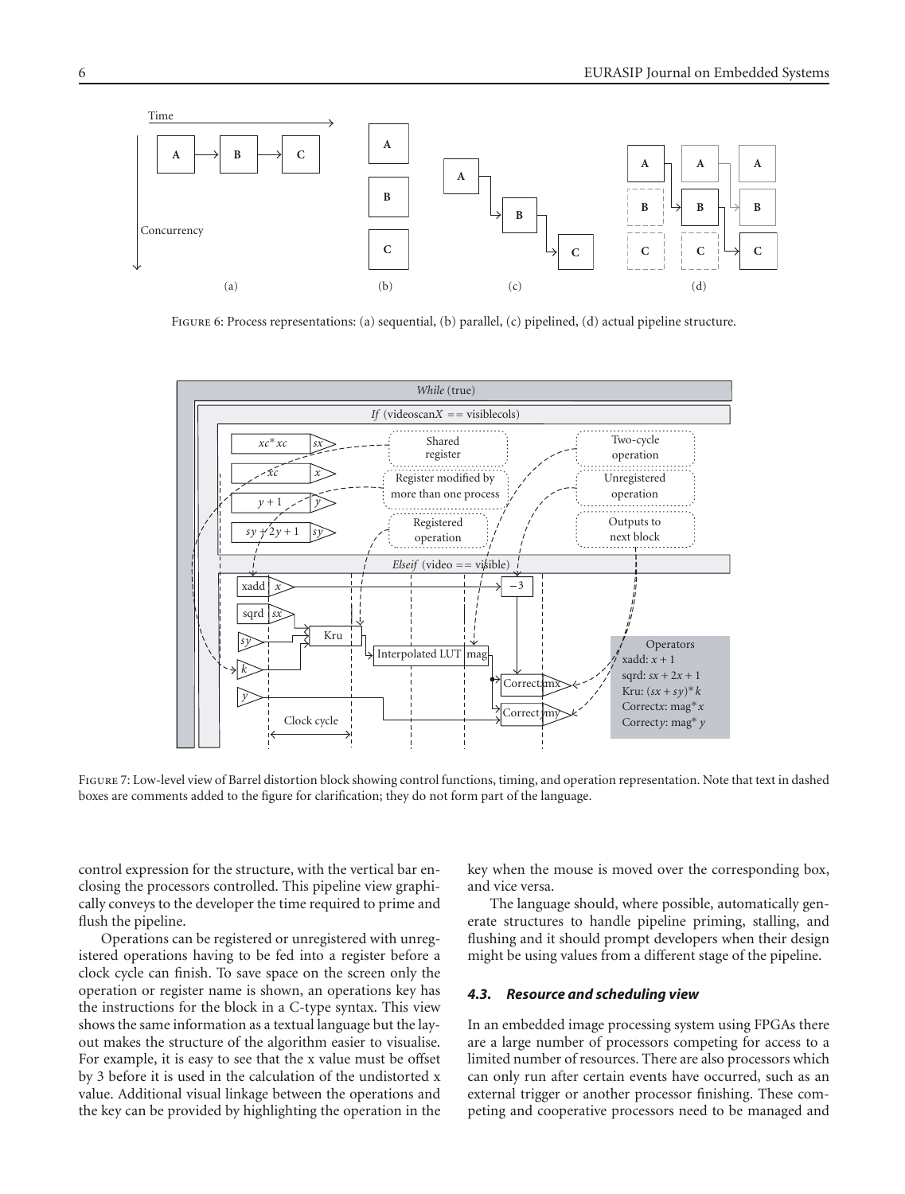Figure 6: Process representations: (a) sequential, (b) parallel, (c) pipelined, (d) actual pipeline structure.

Figure 7: Low-level view of Barrel distortion block showing control functions, timing, and operation representation. Note that text in dashed boxes are comments added to the figure for clarification; they do not form part of the language.

control expression for the structure, with the vertical bar enclosing the processors controlled. This pipeline view graphically conveys to the developer the time required to prime and flush the pipeline.

Operations can be registered or unregistered with unregistered operations having to be fed into a register before a clock cycle can finish. To save space on the screen only the operation or register name is shown, an operations key has the instructions for the block in a C-type syntax. This view shows the same information as a textual language but the layout makes the structure of the algorithm easier to visualise. For example, it is easy to see that the x value must be offset by 3 before it is used in the calculation of the undistorted x value. Additional visual linkage between the operations and the key can be provided by highlighting the operation in the key when the mouse is moved over the corresponding box, and vice versa.

The language should, where possible, automatically generate structures to handle pipeline priming, stalling, and flushing and it should prompt developers when their design might be using values from a different stage of the pipeline.

### *4.3. Resource and scheduling view*

In an embedded image processing system using FPGAs there are a large number of processors competing for access to a limited number of resources. There are also processors which can only run after certain events have occurred, such as an external trigger or another processor finishing. These competing and cooperative processors need to be managed and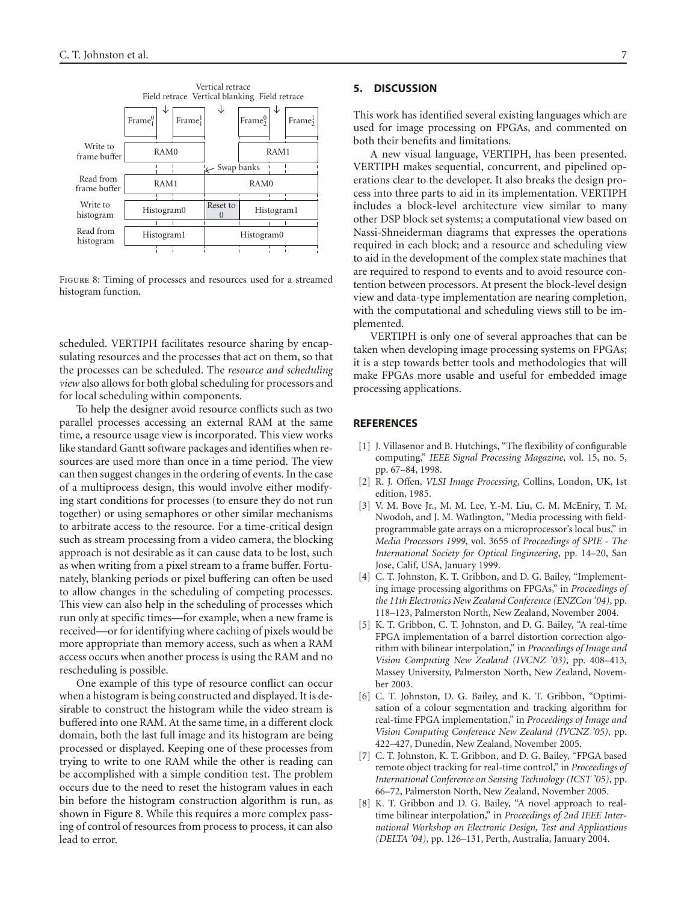Vertical retrace

Field retrace Vertical blanking Field retrace

$\text{Frame}_1^0$ $\text{Frame}_1^1$ $\text{Frame}_2^0$ $\text{Frame}_2^1$

Write to frame buffer: RAM0, RAM1

Swap banks

Read from frame buffer: RAM1, RAM0

Write to histogram: Histogram0, Reset to 0, Histogram1

Read from histogram: Histogram1, Histogram0

Figure 8: Timing of processes and resources used for a streamed histogram function.

scheduled. VERTIPH facilitates resource sharing by encapsulating resources and the processes that act on them, so that the processes can be scheduled. The *resource and scheduling view* also allows for both global scheduling for processors and for local scheduling within components.

To help the designer avoid resource conflicts such as two parallel processes accessing an external RAM at the same time, a resource usage view is incorporated. This view works like standard Gantt software packages and identifies when resources are used more than once in a time period. The view can then suggest changes in the ordering of events. In the case of a multiprocess design, this would involve either modifying start conditions for processes (to ensure they do not run together) or using semaphores or other similar mechanisms to arbitrate access to the resource. For a time-critical design such as stream processing from a video camera, the blocking approach is not desirable as it can cause data to be lost, such as when writing from a pixel stream to a frame buffer. Fortunately, blanking periods or pixel buffering can often be used to allow changes in the scheduling of competing processes. This view can also help in the scheduling of processes which run only at specific times—for example, when a new frame is received—or for identifying where caching of pixels would be more appropriate than memory access, such as when a RAM access occurs when another process is using the RAM and no rescheduling is possible.

One example of this type of resource conflict can occur when a histogram is being constructed and displayed. It is desirable to construct the histogram while the video stream is buffered into one RAM. At the same time, in a different clock domain, both the last full image and its histogram are being processed or displayed. Keeping one of these processes from trying to write to one RAM while the other is reading can be accomplished with a simple condition test. The problem occurs due to the need to reset the histogram values in each bin before the histogram construction algorithm is run, as shown in Figure 8. While this requires a more complex passing of control of resources from process to process, it can also lead to error.

## 5. DISCUSSION

This work has identified several existing languages which are used for image processing on FPGAs, and commented on both their benefits and limitations.

A new visual language, VERTIPH, has been presented. VERTIPH makes sequential, concurrent, and pipelined operations clear to the developer. It also breaks the design process into three parts to aid in its implementation. VERTIPH includes a block-level architecture view similar to many other DSP block set systems; a computational view based on Nassi-Shneiderman diagrams that expresses the operations required in each block; and a resource and scheduling view to aid in the development of the complex state machines that are required to respond to events and to avoid resource contention between processors. At present the block-level design view and data-type implementation are nearing completion, with the computational and scheduling views still to be implemented.

VERTIPH is only one of several approaches that can be taken when developing image processing systems on FPGAs; it is a step towards better tools and methodologies that will make FPGAs more usable and useful for embedded image processing applications.

## REFERENCES

[1] J. Villasenor and B. Hutchings, "The flexibility of configurable computing," *IEEE Signal Processing Magazine*, vol. 15, no. 5, pp. 67–84, 1998.

[2] R. J. Offen, *VLSI Image Processing*, Collins, London, UK, 1st edition, 1985.

[3] V. M. Bove Jr., M. M. Lee, Y.-M. Liu, C. M. McEniry, T. M. Nwodoh, and J. M. Watlington, "Media processing with field-programmable gate arrays on a microprocessor's local bus," in *Media Processors 1999*, vol. 3655 of *Proceedings of SPIE - The International Society for Optical Engineering*, pp. 14–20, San Jose, Calif, USA, January 1999.

[4] C. T. Johnston, K. T. Gribbon, and D. G. Bailey, "Implementing image processing algorithms on FPGAs," in *Proceedings of the 11th Electronics New Zealand Conference (ENZCon '04)*, pp. 118–123, Palmerston North, New Zealand, November 2004.

[5] K. T. Gribbon, C. T. Johnston, and D. G. Bailey, "A real-time FPGA implementation of a barrel distortion correction algorithm with bilinear interpolation," in *Proceedings of Image and Vision Computing New Zealand (IVCNZ '03)*, pp. 408–413, Massey University, Palmerston North, New Zealand, November 2003.

[6] C. T. Johnston, D. G. Bailey, and K. T. Gribbon, "Optimisation of a colour segmentation and tracking algorithm for real-time FPGA implementation," in *Proceedings of Image and Vision Computing Conference New Zealand (IVCNZ '05)*, pp. 422–427, Dunedin, New Zealand, November 2005.

[7] C. T. Johnston, K. T. Gribbon, and D. G. Bailey, "FPGA based remote object tracking for real-time control," in *Proceedings of International Conference on Sensing Technology (ICST '05)*, pp. 66–72, Palmerston North, New Zealand, November 2005.

[8] K. T. Gribbon and D. G. Bailey, "A novel approach to real-time bilinear interpolation," in *Proceedings of 2nd IEEE International Workshop on Electronic Design, Test and Applications (DELTA '04)*, pp. 126–131, Perth, Australia, January 2004.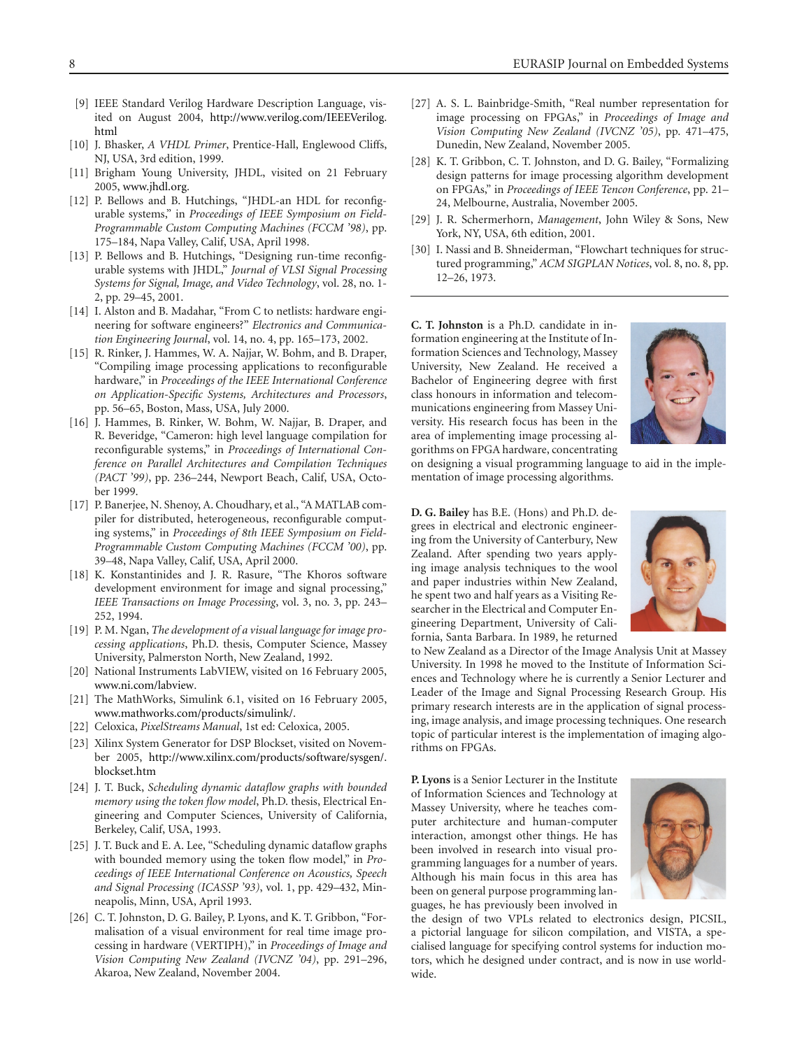[9] IEEE Standard Verilog Hardware Description Language, visited on August 2004, http://www.verilog.com/IEEEVerilog.html

[10] J. Bhasker, *A VHDL Primer*, Prentice-Hall, Englewood Cliffs, NJ, USA, 3rd edition, 1999.

[11] Brigham Young University, JHDL, visited on 21 February 2005, www.jhdl.org.

[12] P. Bellows and B. Hutchings, "JHDL-an HDL for reconfigurable systems," in *Proceedings of IEEE Symposium on Field-Programmable Custom Computing Machines (FCCM '98)*, pp. 175–184, Napa Valley, Calif, USA, April 1998.

[13] P. Bellows and B. Hutchings, "Designing run-time reconfigurable systems with JHDL," *Journal of VLSI Signal Processing Systems for Signal, Image, and Video Technology*, vol. 28, no. 1-2, pp. 29–45, 2001.

[14] I. Alston and B. Madahar, "From C to netlists: hardware engineering for software engineers?" *Electronics and Communication Engineering Journal*, vol. 14, no. 4, pp. 165–173, 2002.

[15] R. Rinker, J. Hammes, W. A. Najjar, W. Bohm, and B. Draper, "Compiling image processing applications to reconfigurable hardware," in *Proceedings of the IEEE International Conference on Application-Specific Systems, Architectures and Processors*, pp. 56–65, Boston, Mass, USA, July 2000.

[16] J. Hammes, B. Rinker, W. Bohm, W. Najjar, B. Draper, and R. Beveridge, "Cameron: high level language compilation for reconfigurable systems," in *Proceedings of International Conference on Parallel Architectures and Compilation Techniques (PACT '99)*, pp. 236–244, Newport Beach, Calif, USA, October 1999.

[17] P. Banerjee, N. Shenoy, A. Choudhary, et al., "A MATLAB compiler for distributed, heterogeneous, reconfigurable computing systems," in *Proceedings of 8th IEEE Symposium on Field-Programmable Custom Computing Machines (FCCM '00)*, pp. 39–48, Napa Valley, Calif, USA, April 2000.

[18] K. Konstantinides and J. R. Rasure, "The Khoros software development environment for image and signal processing," *IEEE Transactions on Image Processing*, vol. 3, no. 3, pp. 243–252, 1994.

[19] P. M. Ngan, *The development of a visual language for image processing applications*, Ph.D. thesis, Computer Science, Massey University, Palmerston North, New Zealand, 1992.

[20] National Instruments LabVIEW, visited on 16 February 2005, www.ni.com/labview.

[21] The MathWorks, Simulink 6.1, visited on 16 February 2005, www.mathworks.com/products/simulink/.

[22] Celoxica, *PixelStreams Manual*, 1st ed: Celoxica, 2005.

[23] Xilinx System Generator for DSP Blockset, visited on November 2005, http://www.xilinx.com/products/software/sysgen/.blockset.htm

[24] J. T. Buck, *Scheduling dynamic dataflow graphs with bounded memory using the token flow model*, Ph.D. thesis, Electrical Engineering and Computer Sciences, University of California, Berkeley, Calif, USA, 1993.

[25] J. T. Buck and E. A. Lee, "Scheduling dynamic dataflow graphs with bounded memory using the token flow model," in *Proceedings of IEEE International Conference on Acoustics, Speech and Signal Processing (ICASSP '93)*, vol. 1, pp. 429–432, Minneapolis, Minn, USA, April 1993.

[26] C. T. Johnston, D. G. Bailey, P. Lyons, and K. T. Gribbon, "Formalisation of a visual environment for real time image processing in hardware (VERTIPH)," in *Proceedings of Image and Vision Computing New Zealand (IVCNZ '04)*, pp. 291–296, Akaroa, New Zealand, November 2004.

[27] A. S. L. Bainbridge-Smith, "Real number representation for image processing on FPGAs," in *Proceedings of Image and Vision Computing New Zealand (IVCNZ '05)*, pp. 471–475, Dunedin, New Zealand, November 2005.

[28] K. T. Gribbon, C. T. Johnston, and D. G. Bailey, "Formalizing design patterns for image processing algorithm development on FPGAs," in *Proceedings of IEEE Tencon Conference*, pp. 21–24, Melbourne, Australia, November 2005.

[29] J. R. Schermerhorn, *Management*, John Wiley & Sons, New York, NY, USA, 6th edition, 2001.

[30] I. Nassi and B. Shneiderman, "Flowchart techniques for structured programming," *ACM SIGPLAN Notices*, vol. 8, no. 8, pp. 12–26, 1973.

---

**C. T. Johnston** is a Ph.D. candidate in information engineering at the Institute of Information Sciences and Technology, Massey University, New Zealand. He received a Bachelor of Engineering degree with first class honours in information and telecommunications engineering from Massey University. His research focus has been in the area of implementing image processing algorithms on FPGA hardware, concentrating on designing a visual programming language to aid in the implementation of image processing algorithms.

**D. G. Bailey** has B.E. (Hons) and Ph.D. degrees in electrical and electronic engineering from the University of Canterbury, New Zealand. After spending two years applying image analysis techniques to the wool and paper industries within New Zealand, he spent two and half years as a Visiting Researcher in the Electrical and Computer Engineering Department, University of California, Santa Barbara. In 1989, he returned to New Zealand as a Director of the Image Analysis Unit at Massey University. In 1998 he moved to the Institute of Information Sciences and Technology where he is currently a Senior Lecturer and Leader of the Image and Signal Processing Research Group. His primary research interests are in the application of signal processing, image analysis, and image processing techniques. One research topic of particular interest is the implementation of imaging algorithms on FPGAs.

**P. Lyons** is a Senior Lecturer in the Institute of Information Sciences and Technology at Massey University, where he teaches computer architecture and human-computer interaction, amongst other things. He has been involved in research into visual programming languages for a number of years. Although his main focus in this area has been on general purpose programming languages, he has previously been involved in the design of two VPLs related to electronics design, PICSIL, a pictorial language for silicon compilation, and VISTA, a specialised language for specifying control systems for induction motors, which he designed under contract, and is now in use worldwide.